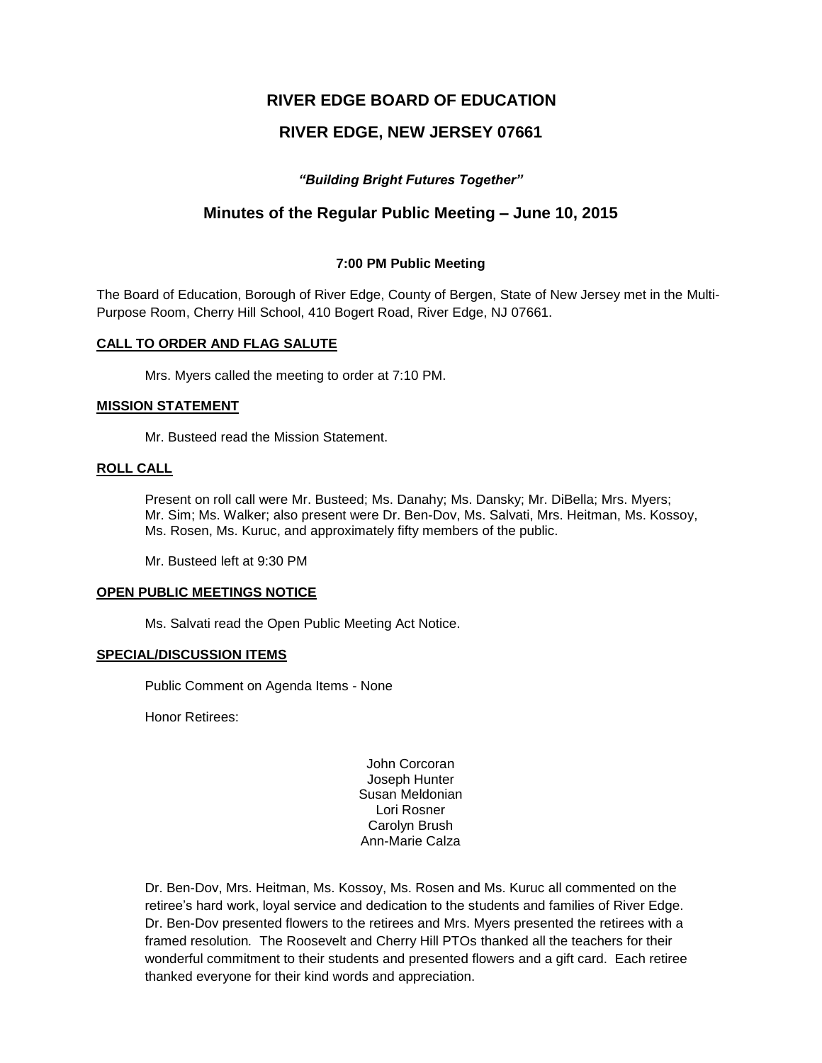# RIVER EDGE BOARD OF EDUCATION

# RIVER EDGE, NEW JERSEY 07661

***"Building Bright Futures Together"***

## Minutes of the Regular Public Meeting – June 10, 2015

**7:00 PM Public Meeting**

The Board of Education, Borough of River Edge, County of Bergen, State of New Jersey met in the Multi-Purpose Room, Cherry Hill School, 410 Bogert Road, River Edge, NJ 07661.

**CALL TO ORDER AND FLAG SALUTE**

Mrs. Myers called the meeting to order at 7:10 PM.

**MISSION STATEMENT**

Mr. Busteed read the Mission Statement.

**ROLL CALL**

Present on roll call were Mr. Busteed; Ms. Danahy; Ms. Dansky; Mr. DiBella; Mrs. Myers; Mr. Sim; Ms. Walker; also present were Dr. Ben-Dov, Ms. Salvati, Mrs. Heitman, Ms. Kossoy, Ms. Rosen, Ms. Kuruc, and approximately fifty members of the public.

Mr. Busteed left at 9:30 PM

**OPEN PUBLIC MEETINGS NOTICE**

Ms. Salvati read the Open Public Meeting Act Notice.

**SPECIAL/DISCUSSION ITEMS**

Public Comment on Agenda Items - None

Honor Retirees:

John Corcoran
Joseph Hunter
Susan Meldonian
Lori Rosner
Carolyn Brush
Ann-Marie Calza

Dr. Ben-Dov, Mrs. Heitman, Ms. Kossoy, Ms. Rosen and Ms. Kuruc all commented on the retiree's hard work, loyal service and dedication to the students and families of River Edge. Dr. Ben-Dov presented flowers to the retirees and Mrs. Myers presented the retirees with a framed resolution. The Roosevelt and Cherry Hill PTOs thanked all the teachers for their wonderful commitment to their students and presented flowers and a gift card. Each retiree thanked everyone for their kind words and appreciation.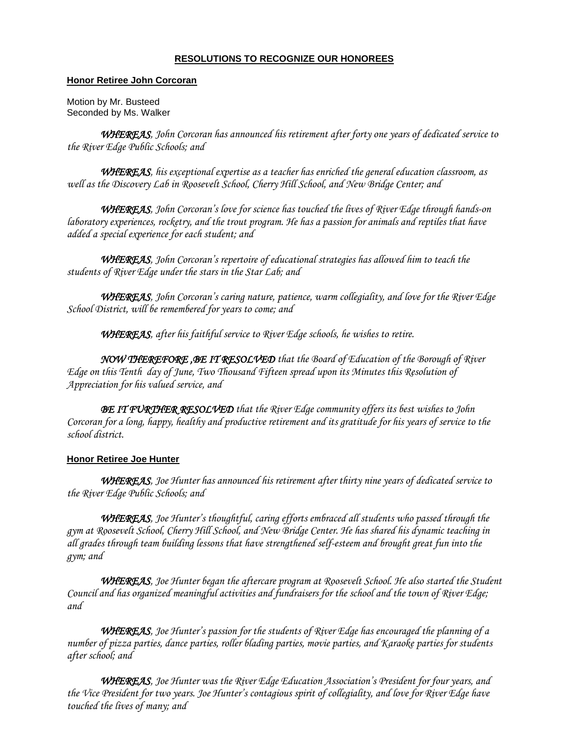## RESOLUTIONS TO RECOGNIZE OUR HONOREES

### Honor Retiree John Corcoran

Motion by Mr. Busteed
Seconded by Ms. Walker

***WHEREAS***, *John Corcoran has announced his retirement after forty one years of dedicated service to the River Edge Public Schools; and*

***WHEREAS***, *his exceptional expertise as a teacher has enriched the general education classroom, as well as the Discovery Lab in Roosevelt School, Cherry Hill School, and New Bridge Center; and*

***WHEREAS***, *John Corcoran's love for science has touched the lives of River Edge through hands-on laboratory experiences, rocketry, and the trout program. He has a passion for animals and reptiles that have added a special experience for each student; and*

***WHEREAS***, *John Corcoran's repertoire of educational strategies has allowed him to teach the students of River Edge under the stars in the Star Lab; and*

***WHEREAS***, *John Corcoran's caring nature, patience, warm collegiality, and love for the River Edge School District, will be remembered for years to come; and*

***WHEREAS***, *after his faithful service to River Edge schools, he wishes to retire.*

***NOW THEREFORE ,BE IT RESOLVED*** *that the Board of Education of the Borough of River Edge on this Tenth day of June, Two Thousand Fifteen spread upon its Minutes this Resolution of Appreciation for his valued service, and*

***BE IT FURTHER RESOLVED*** *that the River Edge community offers its best wishes to John Corcoran for a long, happy, healthy and productive retirement and its gratitude for his years of service to the school district.*

### Honor Retiree Joe Hunter

***WHEREAS***, *Joe Hunter has announced his retirement after thirty nine years of dedicated service to the River Edge Public Schools; and*

***WHEREAS***, *Joe Hunter's thoughtful, caring efforts embraced all students who passed through the gym at Roosevelt School, Cherry Hill School, and New Bridge Center. He has shared his dynamic teaching in all grades through team building lessons that have strengthened self-esteem and brought great fun into the gym; and*

***WHEREAS***, *Joe Hunter began the aftercare program at Roosevelt School. He also started the Student Council and has organized meaningful activities and fundraisers for the school and the town of River Edge; and*

***WHEREAS***, *Joe Hunter's passion for the students of River Edge has encouraged the planning of a number of pizza parties, dance parties, roller blading parties, movie parties, and Karaoke parties for students after school; and*

***WHEREAS***, *Joe Hunter was the River Edge Education Association's President for four years, and the Vice President for two years. Joe Hunter's contagious spirit of collegiality, and love for River Edge have touched the lives of many; and*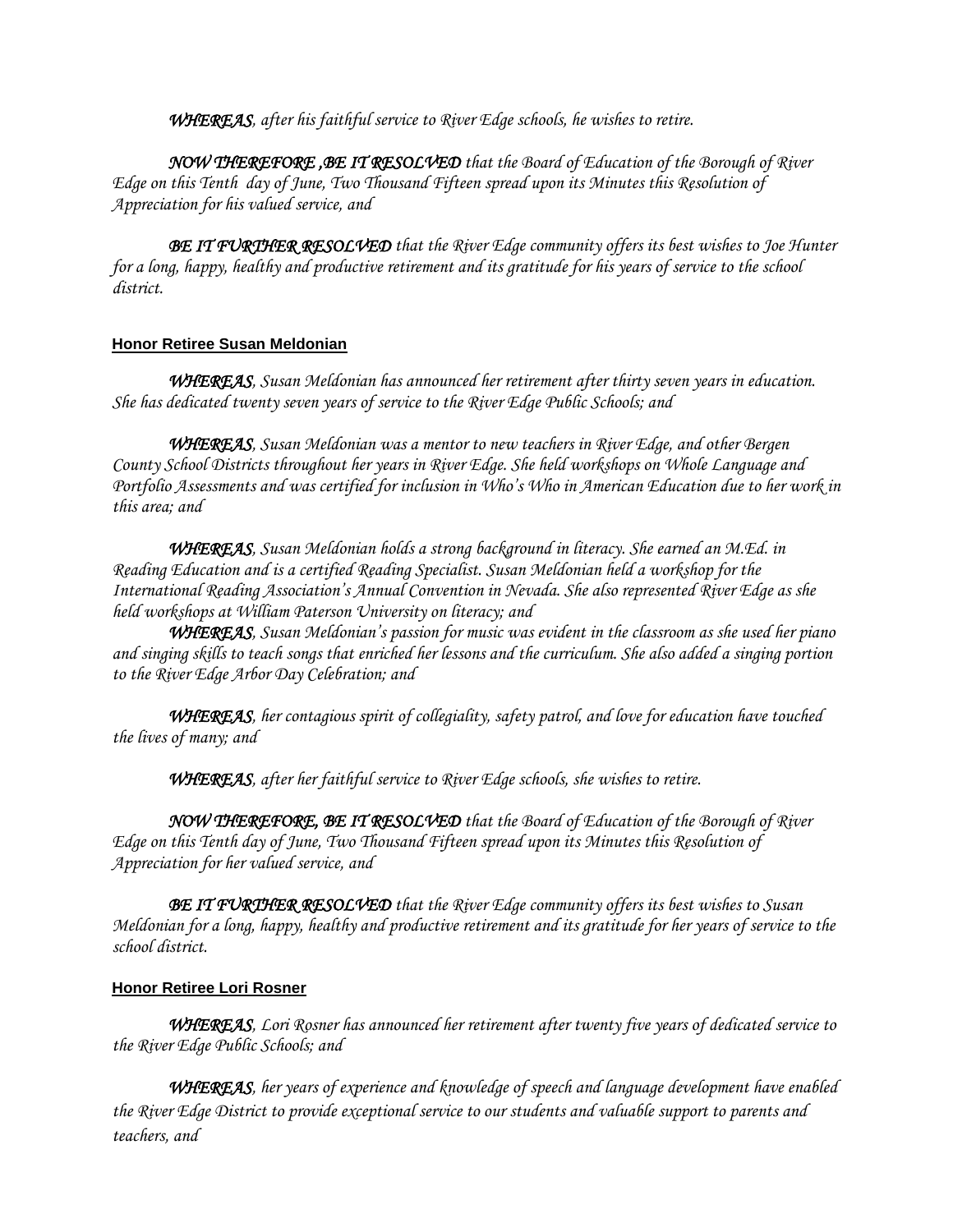*__WHEREAS__, after his faithful service to River Edge schools, he wishes to retire.*

*__NOW THEREFORE ,BE IT RESOLVED__ that the Board of Education of the Borough of River Edge on this Tenth day of June, Two Thousand Fifteen spread upon its Minutes this Resolution of Appreciation for his valued service, and*

*__BE IT FURTHER RESOLVED__ that the River Edge community offers its best wishes to Joe Hunter for a long, happy, healthy and productive retirement and its gratitude for his years of service to the school district.*

**Honor Retiree Susan Meldonian**

*__WHEREAS__, Susan Meldonian has announced her retirement after thirty seven years in education. She has dedicated twenty seven years of service to the River Edge Public Schools; and*

*__WHEREAS__, Susan Meldonian was a mentor to new teachers in River Edge, and other Bergen County School Districts throughout her years in River Edge. She held workshops on Whole Language and Portfolio Assessments and was certified for inclusion in Who's Who in American Education due to her work in this area; and*

*__WHEREAS__, Susan Meldonian holds a strong background in literacy. She earned an M.Ed. in Reading Education and is a certified Reading Specialist. Susan Meldonian held a workshop for the International Reading Association's Annual Convention in Nevada. She also represented River Edge as she held workshops at William Paterson University on literacy; and*

*__WHEREAS__, Susan Meldonian's passion for music was evident in the classroom as she used her piano and singing skills to teach songs that enriched her lessons and the curriculum. She also added a singing portion to the River Edge Arbor Day Celebration; and*

*__WHEREAS__, her contagious spirit of collegiality, safety patrol, and love for education have touched the lives of many; and*

*__WHEREAS__, after her faithful service to River Edge schools, she wishes to retire.*

*__NOW THEREFORE, BE IT RESOLVED__ that the Board of Education of the Borough of River Edge on this Tenth day of June, Two Thousand Fifteen spread upon its Minutes this Resolution of Appreciation for her valued service, and*

*__BE IT FURTHER RESOLVED__ that the River Edge community offers its best wishes to Susan Meldonian for a long, happy, healthy and productive retirement and its gratitude for her years of service to the school district.*

**Honor Retiree Lori Rosner**

*__WHEREAS__, Lori Rosner has announced her retirement after twenty five years of dedicated service to the River Edge Public Schools; and*

*__WHEREAS__, her years of experience and knowledge of speech and language development have enabled the River Edge District to provide exceptional service to our students and valuable support to parents and teachers, and*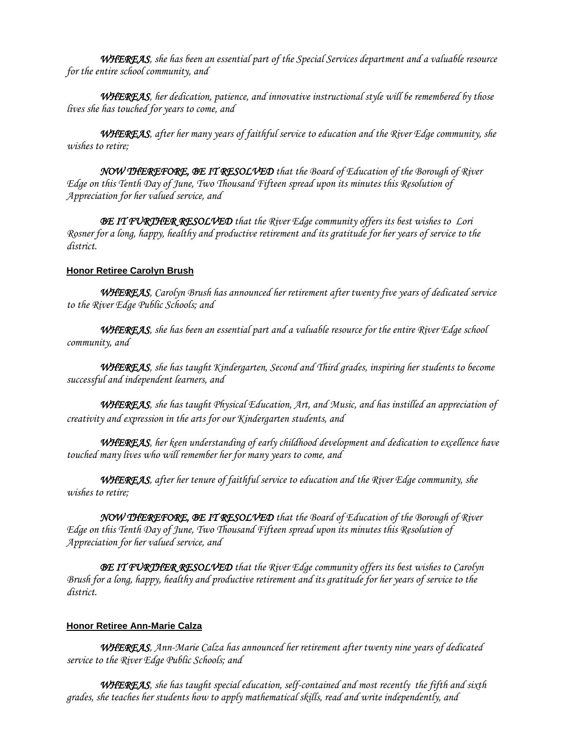***WHEREAS***, *she has been an essential part of the Special Services department and a valuable resource for the entire school community, and*

***WHEREAS***, *her dedication, patience, and innovative instructional style will be remembered by those lives she has touched for years to come, and*

***WHEREAS***, *after her many years of faithful service to education and the River Edge community, she wishes to retire;*

***NOW THEREFORE, BE IT RESOLVED*** *that the Board of Education of the Borough of River Edge on this Tenth Day of June, Two Thousand Fifteen spread upon its minutes this Resolution of Appreciation for her valued service, and*

***BE IT FURTHER RESOLVED*** *that the River Edge community offers its best wishes to Lori Rosner for a long, happy, healthy and productive retirement and its gratitude for her years of service to the district.*

**Honor Retiree Carolyn Brush**

***WHEREAS***, *Carolyn Brush has announced her retirement after twenty five years of dedicated service to the River Edge Public Schools; and*

***WHEREAS***, *she has been an essential part and a valuable resource for the entire River Edge school community, and*

***WHEREAS***, *she has taught Kindergarten, Second and Third grades, inspiring her students to become successful and independent learners, and*

***WHEREAS***, *she has taught Physical Education, Art, and Music, and has instilled an appreciation of creativity and expression in the arts for our Kindergarten students, and*

***WHEREAS***, *her keen understanding of early childhood development and dedication to excellence have touched many lives who will remember her for many years to come, and*

***WHEREAS***, *after her tenure of faithful service to education and the River Edge community, she wishes to retire;*

***NOW THEREFORE, BE IT RESOLVED*** *that the Board of Education of the Borough of River Edge on this Tenth Day of June, Two Thousand Fifteen spread upon its minutes this Resolution of Appreciation for her valued service, and*

***BE IT FURTHER RESOLVED*** *that the River Edge community offers its best wishes to Carolyn Brush for a long, happy, healthy and productive retirement and its gratitude for her years of service to the district.*

**Honor Retiree Ann-Marie Calza**

***WHEREAS***, *Ann-Marie Calza has announced her retirement after twenty nine years of dedicated service to the River Edge Public Schools; and*

***WHEREAS***, *she has taught special education, self-contained and most recently the fifth and sixth grades, she teaches her students how to apply mathematical skills, read and write independently, and*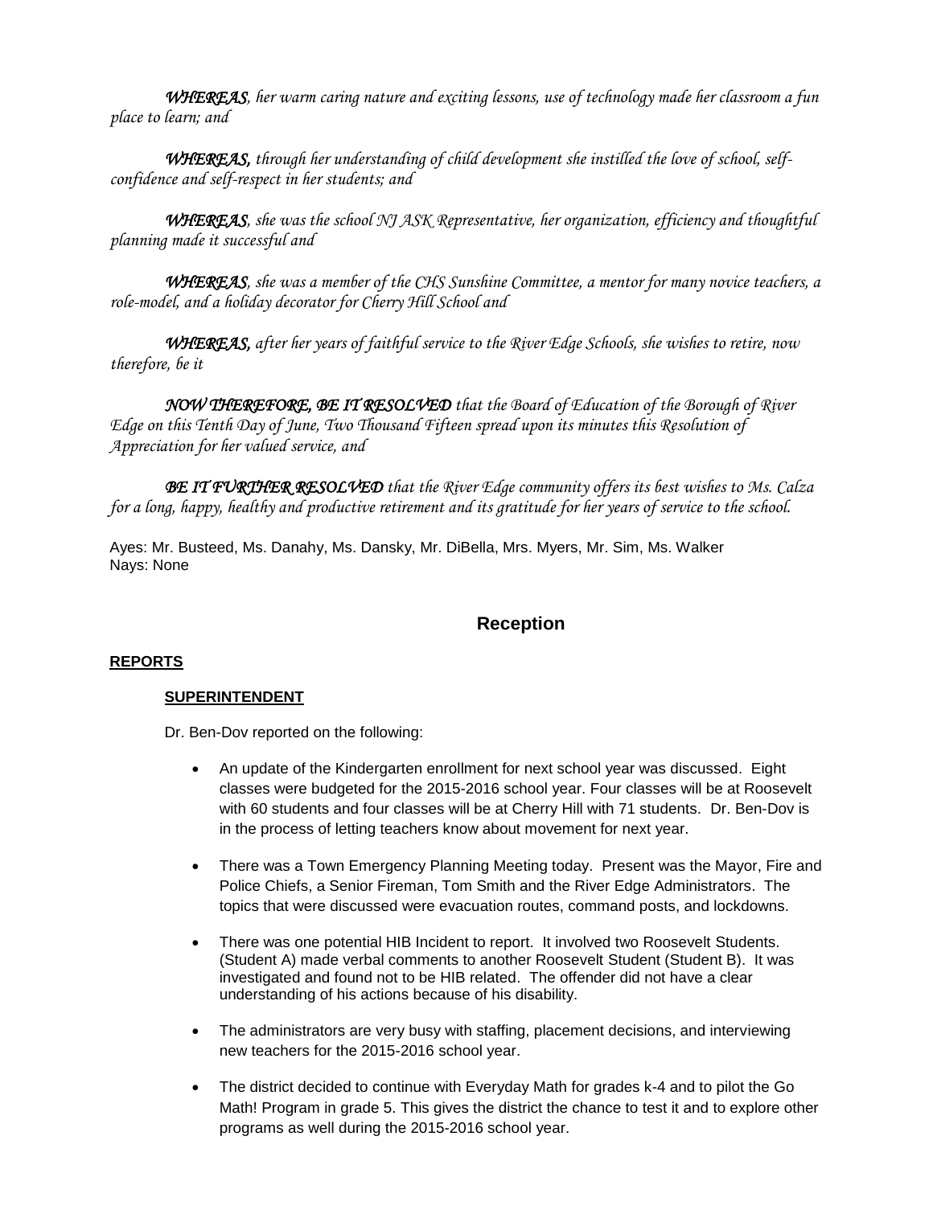*WHEREAS, her warm caring nature and exciting lessons, use of technology made her classroom a fun place to learn; and*

*WHEREAS, through her understanding of child development she instilled the love of school, self-confidence and self-respect in her students; and*

*WHEREAS, she was the school NJ ASK Representative, her organization, efficiency and thoughtful planning made it successful and*

*WHEREAS, she was a member of the CHS Sunshine Committee, a mentor for many novice teachers, a role-model, and a holiday decorator for Cherry Hill School and*

*WHEREAS, after her years of faithful service to the River Edge Schools, she wishes to retire, now therefore, be it*

*NOW THEREFORE, BE IT RESOLVED that the Board of Education of the Borough of River Edge on this Tenth Day of June, Two Thousand Fifteen spread upon its minutes this Resolution of Appreciation for her valued service, and*

*BE IT FURTHER RESOLVED that the River Edge community offers its best wishes to Ms. Calza for a long, happy, healthy and productive retirement and its gratitude for her years of service to the school.*

Ayes: Mr. Busteed, Ms. Danahy, Ms. Dansky, Mr. DiBella, Mrs. Myers, Mr. Sim, Ms. Walker
Nays: None

## Reception

**REPORTS**

**SUPERINTENDENT**

Dr. Ben-Dov reported on the following:

- An update of the Kindergarten enrollment for next school year was discussed. Eight classes were budgeted for the 2015-2016 school year. Four classes will be at Roosevelt with 60 students and four classes will be at Cherry Hill with 71 students. Dr. Ben-Dov is in the process of letting teachers know about movement for next year.
- There was a Town Emergency Planning Meeting today. Present was the Mayor, Fire and Police Chiefs, a Senior Fireman, Tom Smith and the River Edge Administrators. The topics that were discussed were evacuation routes, command posts, and lockdowns.
- There was one potential HIB Incident to report. It involved two Roosevelt Students. (Student A) made verbal comments to another Roosevelt Student (Student B). It was investigated and found not to be HIB related. The offender did not have a clear understanding of his actions because of his disability.
- The administrators are very busy with staffing, placement decisions, and interviewing new teachers for the 2015-2016 school year.
- The district decided to continue with Everyday Math for grades k-4 and to pilot the Go Math! Program in grade 5. This gives the district the chance to test it and to explore other programs as well during the 2015-2016 school year.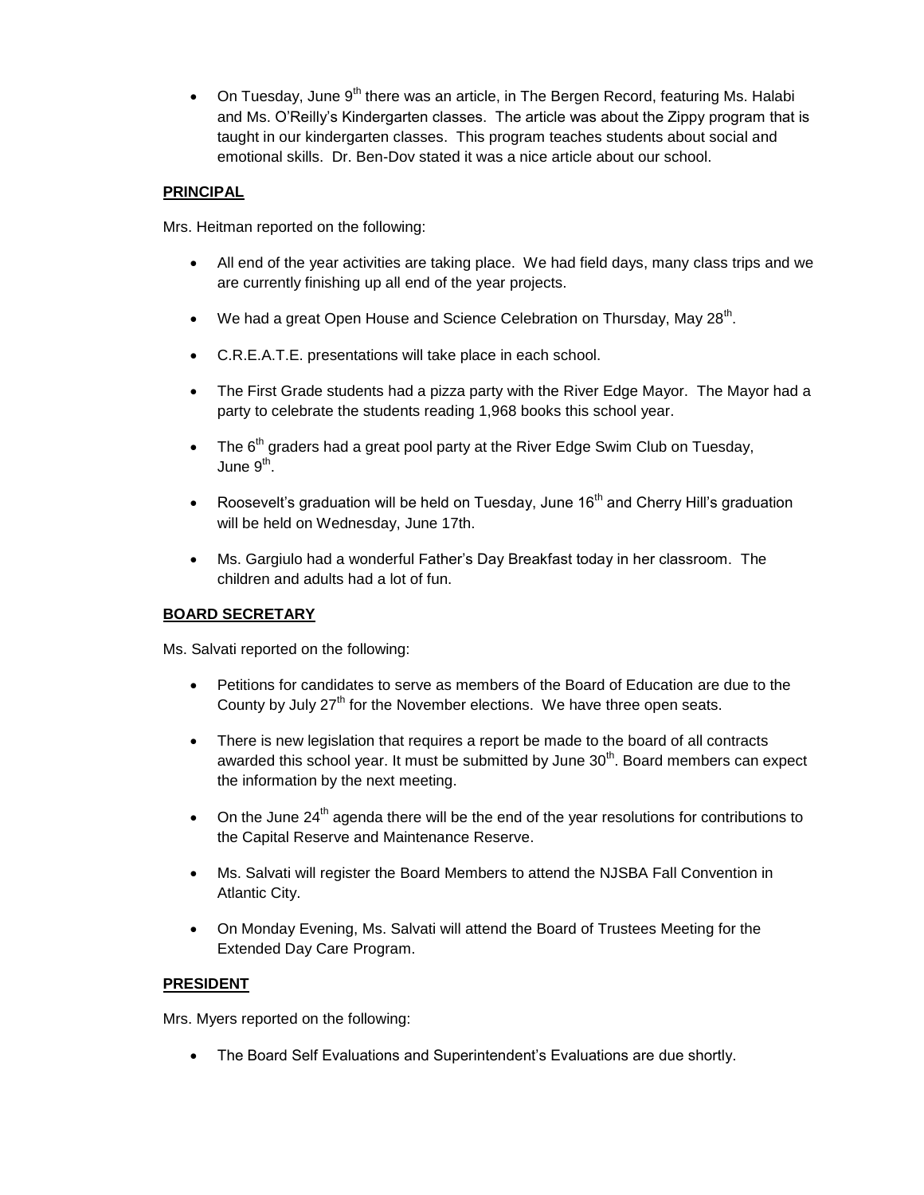- On Tuesday, June 9th there was an article, in The Bergen Record, featuring Ms. Halabi and Ms. O'Reilly's Kindergarten classes. The article was about the Zippy program that is taught in our kindergarten classes. This program teaches students about social and emotional skills. Dr. Ben-Dov stated it was a nice article about our school.

**PRINCIPAL**

Mrs. Heitman reported on the following:

- All end of the year activities are taking place. We had field days, many class trips and we are currently finishing up all end of the year projects.
- We had a great Open House and Science Celebration on Thursday, May 28th.
- C.R.E.A.T.E. presentations will take place in each school.
- The First Grade students had a pizza party with the River Edge Mayor. The Mayor had a party to celebrate the students reading 1,968 books this school year.
- The 6th graders had a great pool party at the River Edge Swim Club on Tuesday, June 9th.
- Roosevelt's graduation will be held on Tuesday, June 16th and Cherry Hill's graduation will be held on Wednesday, June 17th.
- Ms. Gargiulo had a wonderful Father's Day Breakfast today in her classroom. The children and adults had a lot of fun.

**BOARD SECRETARY**

Ms. Salvati reported on the following:

- Petitions for candidates to serve as members of the Board of Education are due to the County by July 27th for the November elections. We have three open seats.
- There is new legislation that requires a report be made to the board of all contracts awarded this school year. It must be submitted by June 30th. Board members can expect the information by the next meeting.
- On the June 24th agenda there will be the end of the year resolutions for contributions to the Capital Reserve and Maintenance Reserve.
- Ms. Salvati will register the Board Members to attend the NJSBA Fall Convention in Atlantic City.
- On Monday Evening, Ms. Salvati will attend the Board of Trustees Meeting for the Extended Day Care Program.

**PRESIDENT**

Mrs. Myers reported on the following:

- The Board Self Evaluations and Superintendent's Evaluations are due shortly.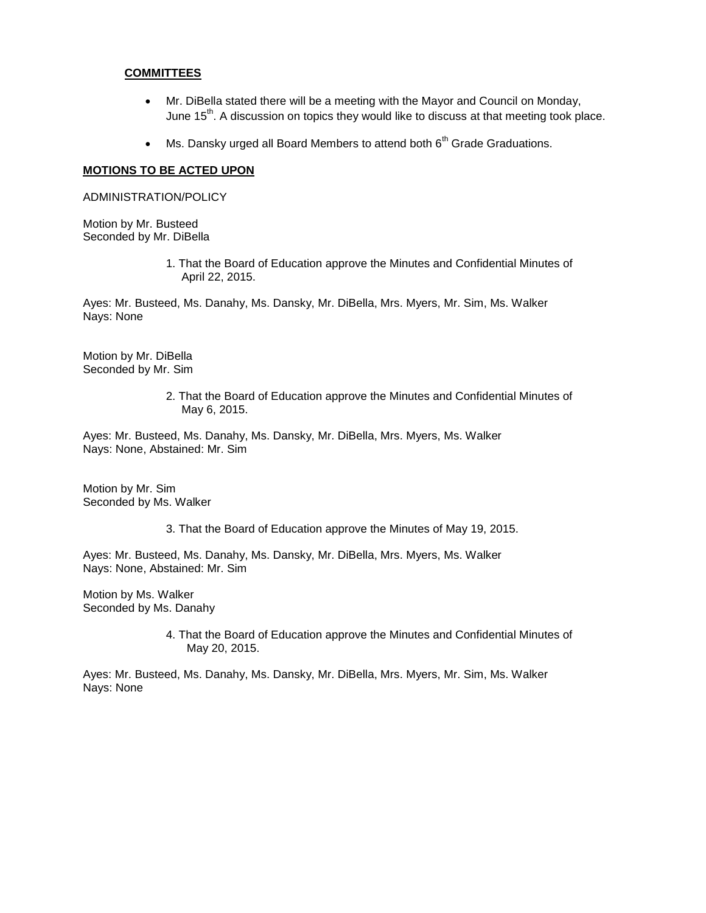## COMMITTEES

- Mr. DiBella stated there will be a meeting with the Mayor and Council on Monday, June 15th. A discussion on topics they would like to discuss at that meeting took place.
- Ms. Dansky urged all Board Members to attend both 6th Grade Graduations.

## MOTIONS TO BE ACTED UPON

ADMINISTRATION/POLICY

Motion by Mr. Busteed
Seconded by Mr. DiBella

1. That the Board of Education approve the Minutes and Confidential Minutes of April 22, 2015.

Ayes: Mr. Busteed, Ms. Danahy, Ms. Dansky, Mr. DiBella, Mrs. Myers, Mr. Sim, Ms. Walker
Nays: None

Motion by Mr. DiBella
Seconded by Mr. Sim

2. That the Board of Education approve the Minutes and Confidential Minutes of May 6, 2015.

Ayes: Mr. Busteed, Ms. Danahy, Ms. Dansky, Mr. DiBella, Mrs. Myers, Ms. Walker
Nays: None, Abstained: Mr. Sim

Motion by Mr. Sim
Seconded by Ms. Walker

3. That the Board of Education approve the Minutes of May 19, 2015.

Ayes: Mr. Busteed, Ms. Danahy, Ms. Dansky, Mr. DiBella, Mrs. Myers, Ms. Walker
Nays: None, Abstained: Mr. Sim

Motion by Ms. Walker
Seconded by Ms. Danahy

4. That the Board of Education approve the Minutes and Confidential Minutes of May 20, 2015.

Ayes: Mr. Busteed, Ms. Danahy, Ms. Dansky, Mr. DiBella, Mrs. Myers, Mr. Sim, Ms. Walker
Nays: None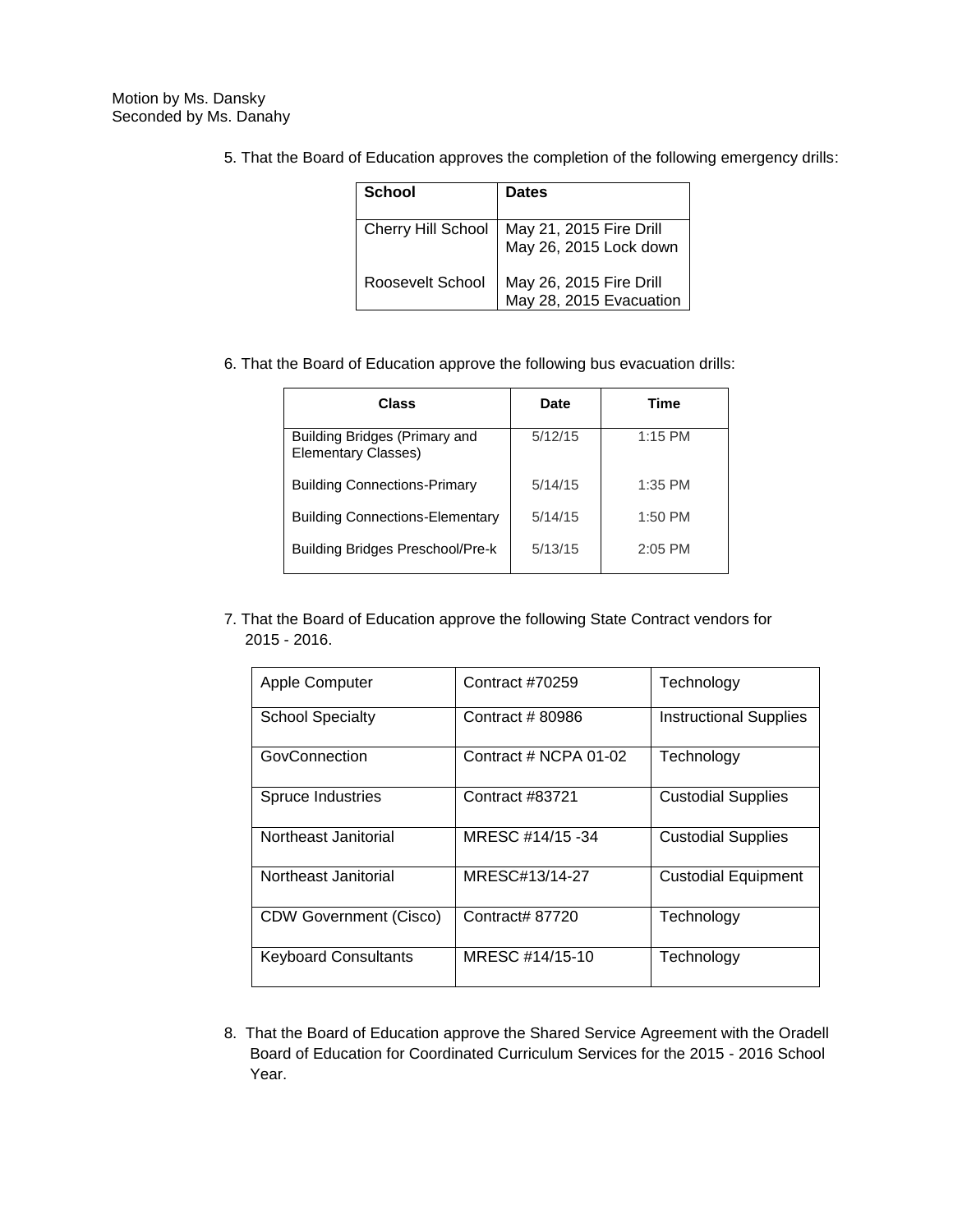Motion by Ms. Dansky
Seconded by Ms. Danahy

5. That the Board of Education approves the completion of the following emergency drills:

| School | Dates |
| --- | --- |
| Cherry Hill School | May 21, 2015 Fire Drill<br>May 26, 2015 Lock down |
| Roosevelt School | May 26, 2015 Fire Drill<br>May 28, 2015 Evacuation |

6. That the Board of Education approve the following bus evacuation drills:

| Class | Date | Time |
| --- | --- | --- |
| Building Bridges (Primary and Elementary Classes) | 5/12/15 | 1:15 PM |
| Building Connections-Primary | 5/14/15 | 1:35 PM |
| Building Connections-Elementary | 5/14/15 | 1:50 PM |
| Building Bridges Preschool/Pre-k | 5/13/15 | 2:05 PM |

7. That the Board of Education approve the following State Contract vendors for 2015 - 2016.

| | | |
| --- | --- | --- |
| Apple Computer | Contract #70259 | Technology |
| School Specialty | Contract # 80986 | Instructional Supplies |
| GovConnection | Contract # NCPA 01-02 | Technology |
| Spruce Industries | Contract #83721 | Custodial Supplies |
| Northeast Janitorial | MRESC #14/15 -34 | Custodial Supplies |
| Northeast Janitorial | MRESC#13/14-27 | Custodial Equipment |
| CDW Government (Cisco) | Contract# 87720 | Technology |
| Keyboard Consultants | MRESC #14/15-10 | Technology |

8. That the Board of Education approve the Shared Service Agreement with the Oradell Board of Education for Coordinated Curriculum Services for the 2015 - 2016 School Year.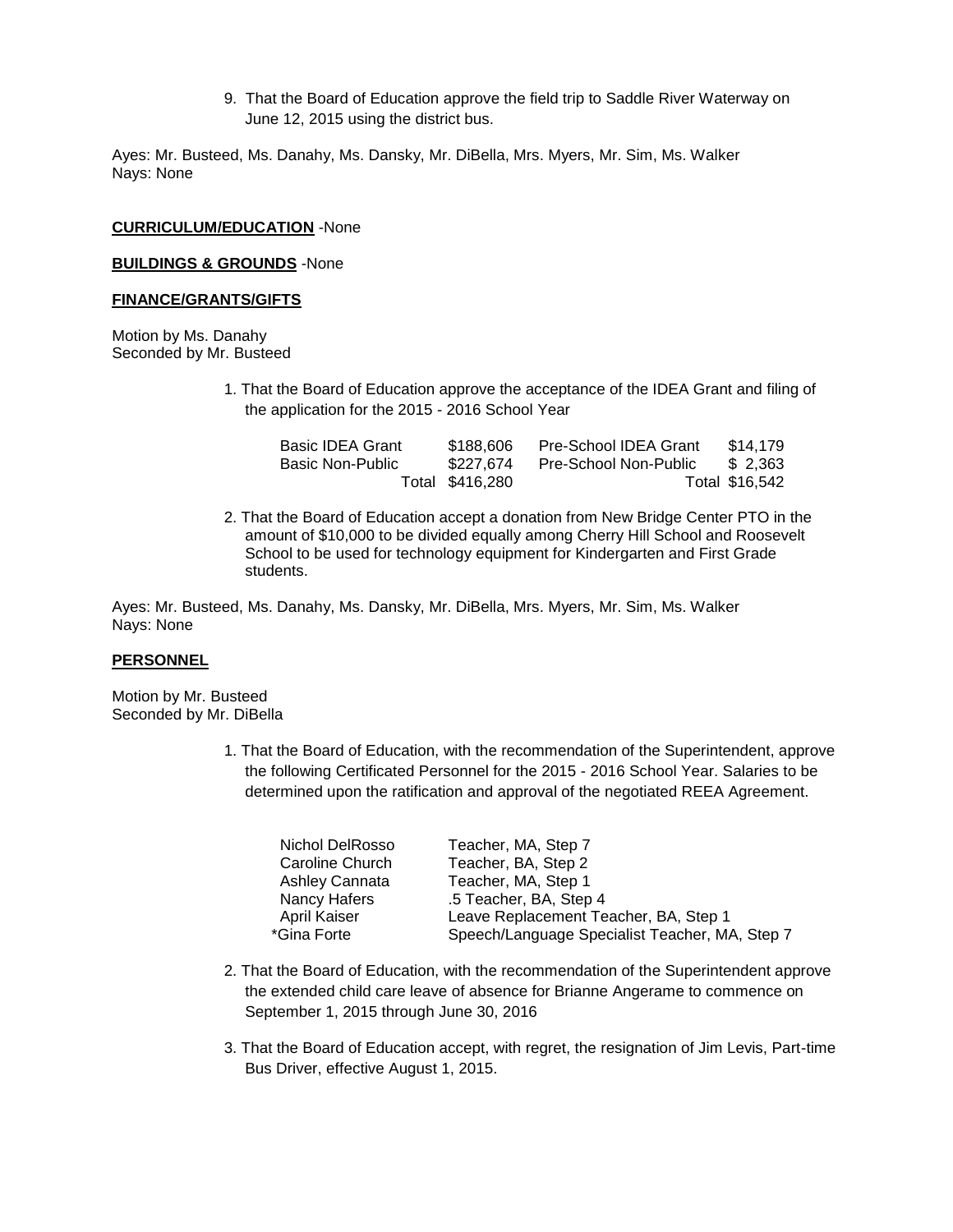9. That the Board of Education approve the field trip to Saddle River Waterway on June 12, 2015 using the district bus.

Ayes: Mr. Busteed, Ms. Danahy, Ms. Dansky, Mr. DiBella, Mrs. Myers, Mr. Sim, Ms. Walker
Nays: None

**CURRICULUM/EDUCATION** -None

**BUILDINGS & GROUNDS** -None

**FINANCE/GRANTS/GIFTS**

Motion by Ms. Danahy
Seconded by Mr. Busteed

1. That the Board of Education approve the acceptance of the IDEA Grant and filing of the application for the 2015 - 2016 School Year

| | | | |
|---|---|---|---|
| Basic IDEA Grant | $188,606 | Pre-School IDEA Grant | $14,179 |
| Basic Non-Public | $227,674 | Pre-School Non-Public | $ 2,363 |
| | Total $416,280 | | Total $16,542 |

2. That the Board of Education accept a donation from New Bridge Center PTO in the amount of $10,000 to be divided equally among Cherry Hill School and Roosevelt School to be used for technology equipment for Kindergarten and First Grade students.

Ayes: Mr. Busteed, Ms. Danahy, Ms. Dansky, Mr. DiBella, Mrs. Myers, Mr. Sim, Ms. Walker
Nays: None

**PERSONNEL**

Motion by Mr. Busteed
Seconded by Mr. DiBella

1. That the Board of Education, with the recommendation of the Superintendent, approve the following Certificated Personnel for the 2015 - 2016 School Year. Salaries to be determined upon the ratification and approval of the negotiated REEA Agreement.

| | |
|---|---|
| Nichol DelRosso | Teacher, MA, Step 7 |
| Caroline Church | Teacher, BA, Step 2 |
| Ashley Cannata | Teacher, MA, Step 1 |
| Nancy Hafers | .5 Teacher, BA, Step 4 |
| April Kaiser | Leave Replacement Teacher, BA, Step 1 |
| *Gina Forte | Speech/Language Specialist Teacher, MA, Step 7 |

2. That the Board of Education, with the recommendation of the Superintendent approve the extended child care leave of absence for Brianne Angerame to commence on September 1, 2015 through June 30, 2016

3. That the Board of Education accept, with regret, the resignation of Jim Levis, Part-time Bus Driver, effective August 1, 2015.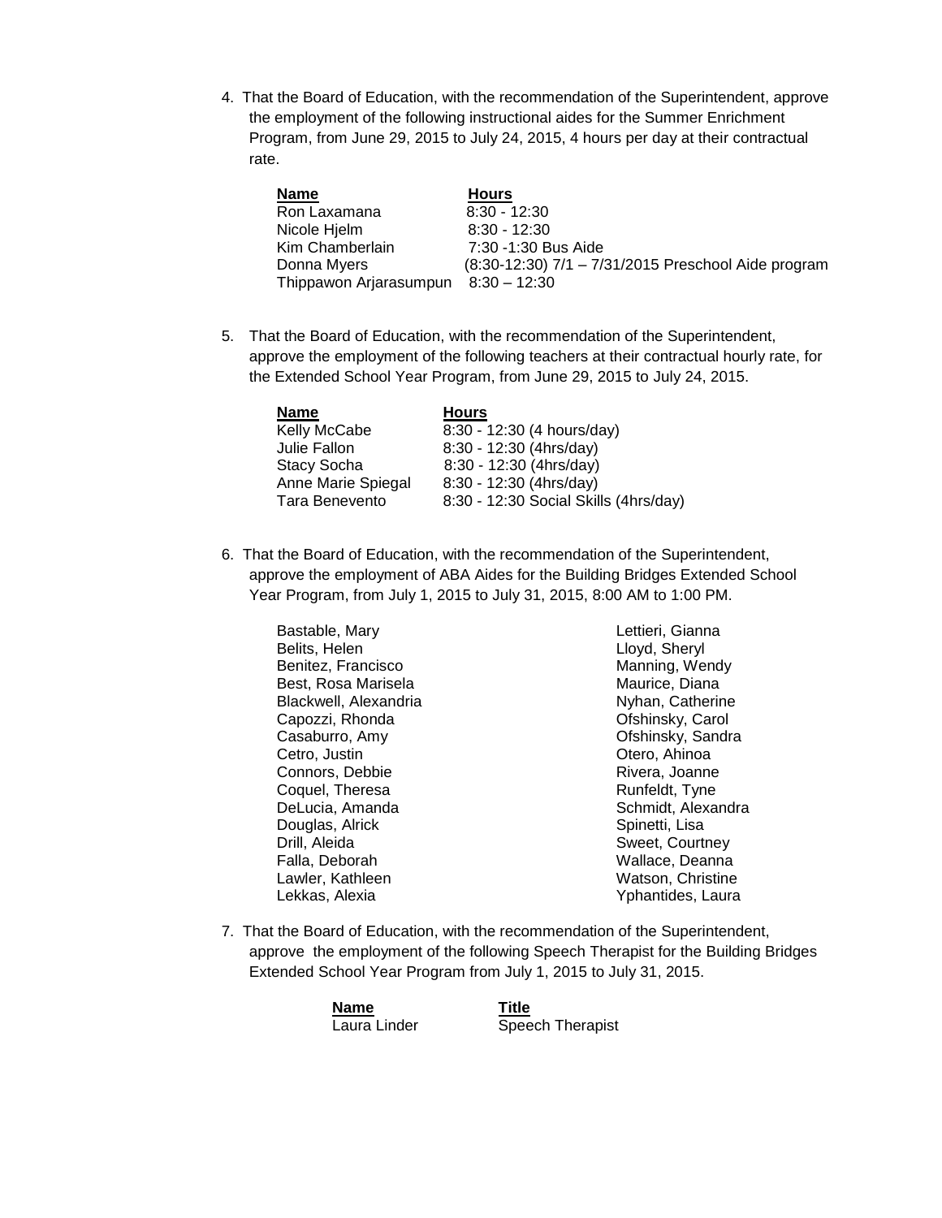4. That the Board of Education, with the recommendation of the Superintendent, approve the employment of the following instructional aides for the Summer Enrichment Program, from June 29, 2015 to July 24, 2015, 4 hours per day at their contractual rate.

| Name | Hours |
|---|---|
| Ron Laxamana | 8:30 - 12:30 |
| Nicole Hjelm | 8:30 - 12:30 |
| Kim Chamberlain | 7:30 -1:30 Bus Aide |
| Donna Myers | (8:30-12:30) 7/1 – 7/31/2015 Preschool Aide program |
| Thippawon Arjarasumpun | 8:30 – 12:30 |

5. That the Board of Education, with the recommendation of the Superintendent, approve the employment of the following teachers at their contractual hourly rate, for the Extended School Year Program, from June 29, 2015 to July 24, 2015.

| Name | Hours |
|---|---|
| Kelly McCabe | 8:30 - 12:30 (4 hours/day) |
| Julie Fallon | 8:30 - 12:30 (4hrs/day) |
| Stacy Socha | 8:30 - 12:30 (4hrs/day) |
| Anne Marie Spiegal | 8:30 - 12:30 (4hrs/day) |
| Tara Benevento | 8:30 - 12:30 Social Skills (4hrs/day) |

6. That the Board of Education, with the recommendation of the Superintendent, approve the employment of ABA Aides for the Building Bridges Extended School Year Program, from July 1, 2015 to July 31, 2015, 8:00 AM to 1:00 PM.

Bastable, Mary
Belits, Helen
Benitez, Francisco
Best, Rosa Marisela
Blackwell, Alexandria
Capozzi, Rhonda
Casaburro, Amy
Cetro, Justin
Connors, Debbie
Coquel, Theresa
DeLucia, Amanda
Douglas, Alrick
Drill, Aleida
Falla, Deborah
Lawler, Kathleen
Lekkas, Alexia
Lettieri, Gianna
Lloyd, Sheryl
Manning, Wendy
Maurice, Diana
Nyhan, Catherine
Ofshinsky, Carol
Ofshinsky, Sandra
Otero, Ahinoa
Rivera, Joanne
Runfeldt, Tyne
Schmidt, Alexandra
Spinetti, Lisa
Sweet, Courtney
Wallace, Deanna
Watson, Christine
Yphantides, Laura

7. That the Board of Education, with the recommendation of the Superintendent, approve the employment of the following Speech Therapist for the Building Bridges Extended School Year Program from July 1, 2015 to July 31, 2015.

| Name | Title |
|---|---|
| Laura Linder | Speech Therapist |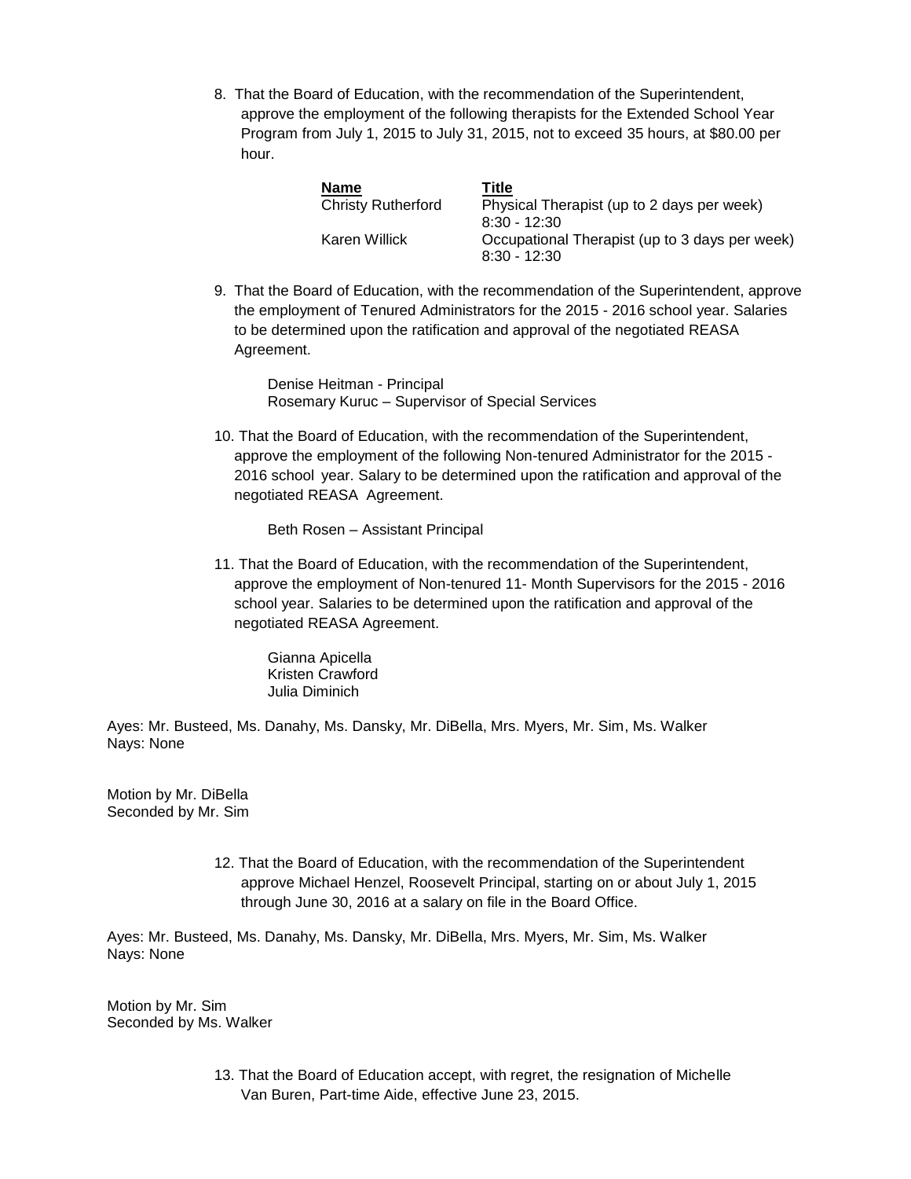8. That the Board of Education, with the recommendation of the Superintendent, approve the employment of the following therapists for the Extended School Year Program from July 1, 2015 to July 31, 2015, not to exceed 35 hours, at $80.00 per hour.

| Name | Title |
|---|---|
| Christy Rutherford | Physical Therapist (up to 2 days per week) 8:30 - 12:30 |
| Karen Willick | Occupational Therapist (up to 3 days per week) 8:30 - 12:30 |

9. That the Board of Education, with the recommendation of the Superintendent, approve the employment of Tenured Administrators for the 2015 - 2016 school year. Salaries to be determined upon the ratification and approval of the negotiated REASA Agreement.

   Denise Heitman - Principal
   Rosemary Kuruc – Supervisor of Special Services

10. That the Board of Education, with the recommendation of the Superintendent, approve the employment of the following Non-tenured Administrator for the 2015 - 2016 school year. Salary to be determined upon the ratification and approval of the negotiated REASA Agreement.

    Beth Rosen – Assistant Principal

11. That the Board of Education, with the recommendation of the Superintendent, approve the employment of Non-tenured 11- Month Supervisors for the 2015 - 2016 school year. Salaries to be determined upon the ratification and approval of the negotiated REASA Agreement.

    Gianna Apicella
    Kristen Crawford
    Julia Diminich

Ayes: Mr. Busteed, Ms. Danahy, Ms. Dansky, Mr. DiBella, Mrs. Myers, Mr. Sim, Ms. Walker
Nays: None

Motion by Mr. DiBella
Seconded by Mr. Sim

12. That the Board of Education, with the recommendation of the Superintendent approve Michael Henzel, Roosevelt Principal, starting on or about July 1, 2015 through June 30, 2016 at a salary on file in the Board Office.

Ayes: Mr. Busteed, Ms. Danahy, Ms. Dansky, Mr. DiBella, Mrs. Myers, Mr. Sim, Ms. Walker
Nays: None

Motion by Mr. Sim
Seconded by Ms. Walker

13. That the Board of Education accept, with regret, the resignation of Michelle Van Buren, Part-time Aide, effective June 23, 2015.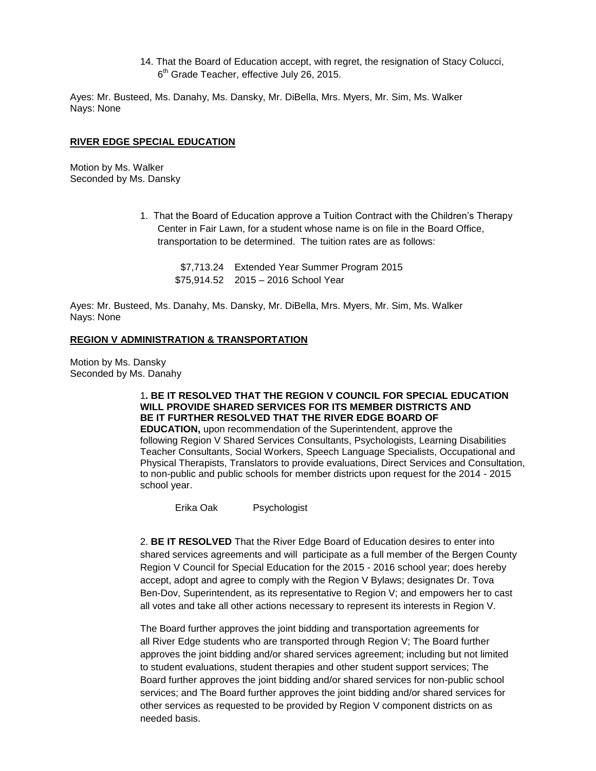14. That the Board of Education accept, with regret, the resignation of Stacy Colucci, 6th Grade Teacher, effective July 26, 2015.

Ayes: Mr. Busteed, Ms. Danahy, Ms. Dansky, Mr. DiBella, Mrs. Myers, Mr. Sim, Ms. Walker
Nays: None

**RIVER EDGE SPECIAL EDUCATION**

Motion by Ms. Walker
Seconded by Ms. Dansky

1. That the Board of Education approve a Tuition Contract with the Children's Therapy Center in Fair Lawn, for a student whose name is on file in the Board Office, transportation to be determined. The tuition rates are as follows:

| | |
|---|---|
| $7,713.24 | Extended Year Summer Program 2015 |
| $75,914.52 | 2015 – 2016 School Year |

Ayes: Mr. Busteed, Ms. Danahy, Ms. Dansky, Mr. DiBella, Mrs. Myers, Mr. Sim, Ms. Walker
Nays: None

**REGION V ADMINISTRATION & TRANSPORTATION**

Motion by Ms. Dansky
Seconded by Ms. Danahy

1**. BE IT RESOLVED THAT THE REGION V COUNCIL FOR SPECIAL EDUCATION WILL PROVIDE SHARED SERVICES FOR ITS MEMBER DISTRICTS AND BE IT FURTHER RESOLVED THAT THE RIVER EDGE BOARD OF EDUCATION,** upon recommendation of the Superintendent, approve the following Region V Shared Services Consultants, Psychologists, Learning Disabilities Teacher Consultants, Social Workers, Speech Language Specialists, Occupational and Physical Therapists, Translators to provide evaluations, Direct Services and Consultation, to non-public and public schools for member districts upon request for the 2014 - 2015 school year.

| | |
|---|---|
| Erika Oak | Psychologist |

2. **BE IT RESOLVED** That the River Edge Board of Education desires to enter into shared services agreements and will participate as a full member of the Bergen County Region V Council for Special Education for the 2015 - 2016 school year; does hereby accept, adopt and agree to comply with the Region V Bylaws; designates Dr. Tova Ben-Dov, Superintendent, as its representative to Region V; and empowers her to cast all votes and take all other actions necessary to represent its interests in Region V.

The Board further approves the joint bidding and transportation agreements for all River Edge students who are transported through Region V; The Board further approves the joint bidding and/or shared services agreement; including but not limited to student evaluations, student therapies and other student support services; The Board further approves the joint bidding and/or shared services for non-public school services; and The Board further approves the joint bidding and/or shared services for other services as requested to be provided by Region V component districts on as needed basis.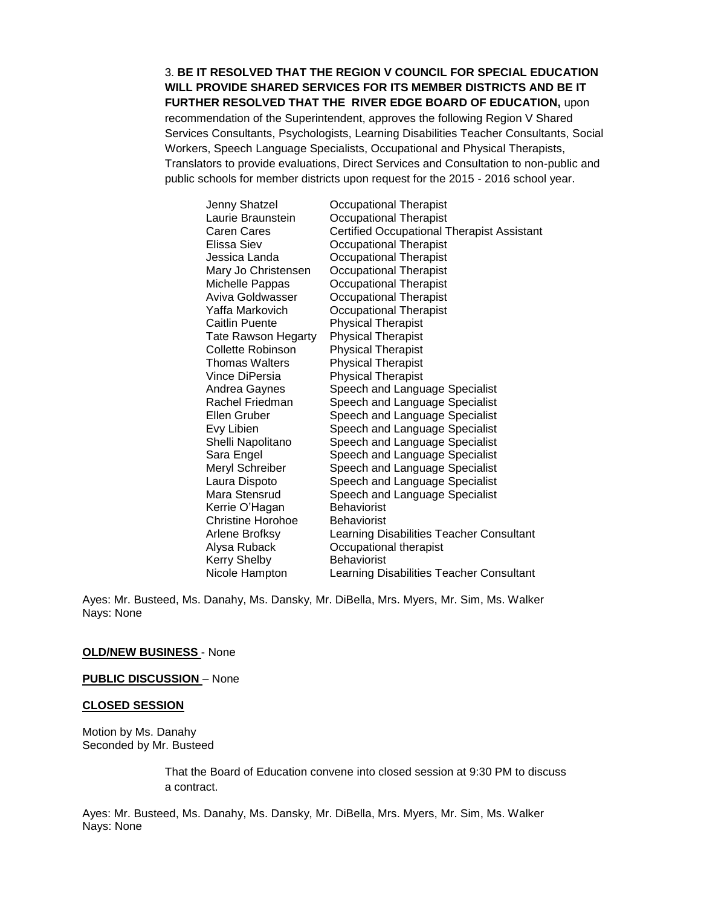3. **BE IT RESOLVED THAT THE REGION V COUNCIL FOR SPECIAL EDUCATION WILL PROVIDE SHARED SERVICES FOR ITS MEMBER DISTRICTS AND BE IT FURTHER RESOLVED THAT THE RIVER EDGE BOARD OF EDUCATION,** upon recommendation of the Superintendent, approves the following Region V Shared Services Consultants, Psychologists, Learning Disabilities Teacher Consultants, Social Workers, Speech Language Specialists, Occupational and Physical Therapists, Translators to provide evaluations, Direct Services and Consultation to non-public and public schools for member districts upon request for the 2015 - 2016 school year.

| | |
|---|---|
| Jenny Shatzel | Occupational Therapist |
| Laurie Braunstein | Occupational Therapist |
| Caren Cares | Certified Occupational Therapist Assistant |
| Elissa Siev | Occupational Therapist |
| Jessica Landa | Occupational Therapist |
| Mary Jo Christensen | Occupational Therapist |
| Michelle Pappas | Occupational Therapist |
| Aviva Goldwasser | Occupational Therapist |
| Yaffa Markovich | Occupational Therapist |
| Caitlin Puente | Physical Therapist |
| Tate Rawson Hegarty | Physical Therapist |
| Collette Robinson | Physical Therapist |
| Thomas Walters | Physical Therapist |
| Vince DiPersia | Physical Therapist |
| Andrea Gaynes | Speech and Language Specialist |
| Rachel Friedman | Speech and Language Specialist |
| Ellen Gruber | Speech and Language Specialist |
| Evy Libien | Speech and Language Specialist |
| Shelli Napolitano | Speech and Language Specialist |
| Sara Engel | Speech and Language Specialist |
| Meryl Schreiber | Speech and Language Specialist |
| Laura Dispoto | Speech and Language Specialist |
| Mara Stensrud | Speech and Language Specialist |
| Kerrie O'Hagan | Behaviorist |
| Christine Horohoe | Behaviorist |
| Arlene Brofksy | Learning Disabilities Teacher Consultant |
| Alysa Ruback | Occupational therapist |
| Kerry Shelby | Behaviorist |
| Nicole Hampton | Learning Disabilities Teacher Consultant |

Ayes: Mr. Busteed, Ms. Danahy, Ms. Dansky, Mr. DiBella, Mrs. Myers, Mr. Sim, Ms. Walker
Nays: None

**OLD/NEW BUSINESS** - None

**PUBLIC DISCUSSION** – None

**CLOSED SESSION**

Motion by Ms. Danahy
Seconded by Mr. Busteed

That the Board of Education convene into closed session at 9:30 PM to discuss a contract.

Ayes: Mr. Busteed, Ms. Danahy, Ms. Dansky, Mr. DiBella, Mrs. Myers, Mr. Sim, Ms. Walker
Nays: None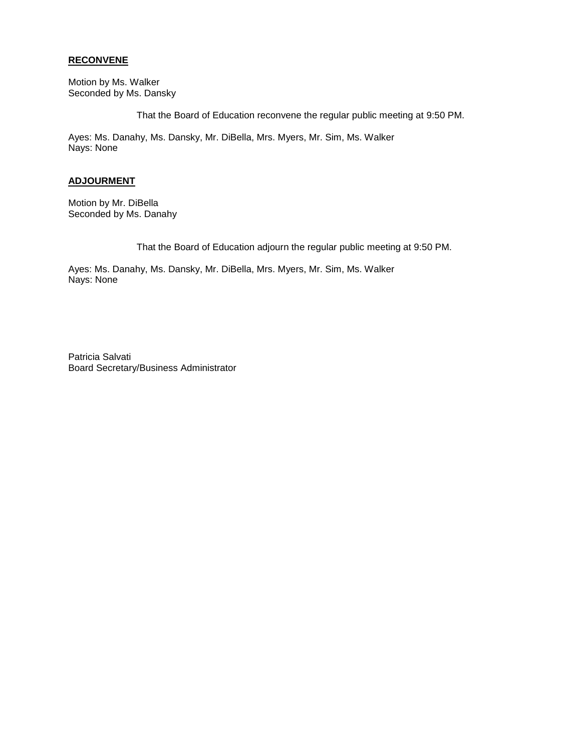**RECONVENE**

Motion by Ms. Walker
Seconded by Ms. Dansky

That the Board of Education reconvene the regular public meeting at 9:50 PM.

Ayes: Ms. Danahy, Ms. Dansky, Mr. DiBella, Mrs. Myers, Mr. Sim, Ms. Walker
Nays: None

**ADJOURMENT**

Motion by Mr. DiBella
Seconded by Ms. Danahy

That the Board of Education adjourn the regular public meeting at 9:50 PM.

Ayes: Ms. Danahy, Ms. Dansky, Mr. DiBella, Mrs. Myers, Mr. Sim, Ms. Walker
Nays: None

Patricia Salvati
Board Secretary/Business Administrator